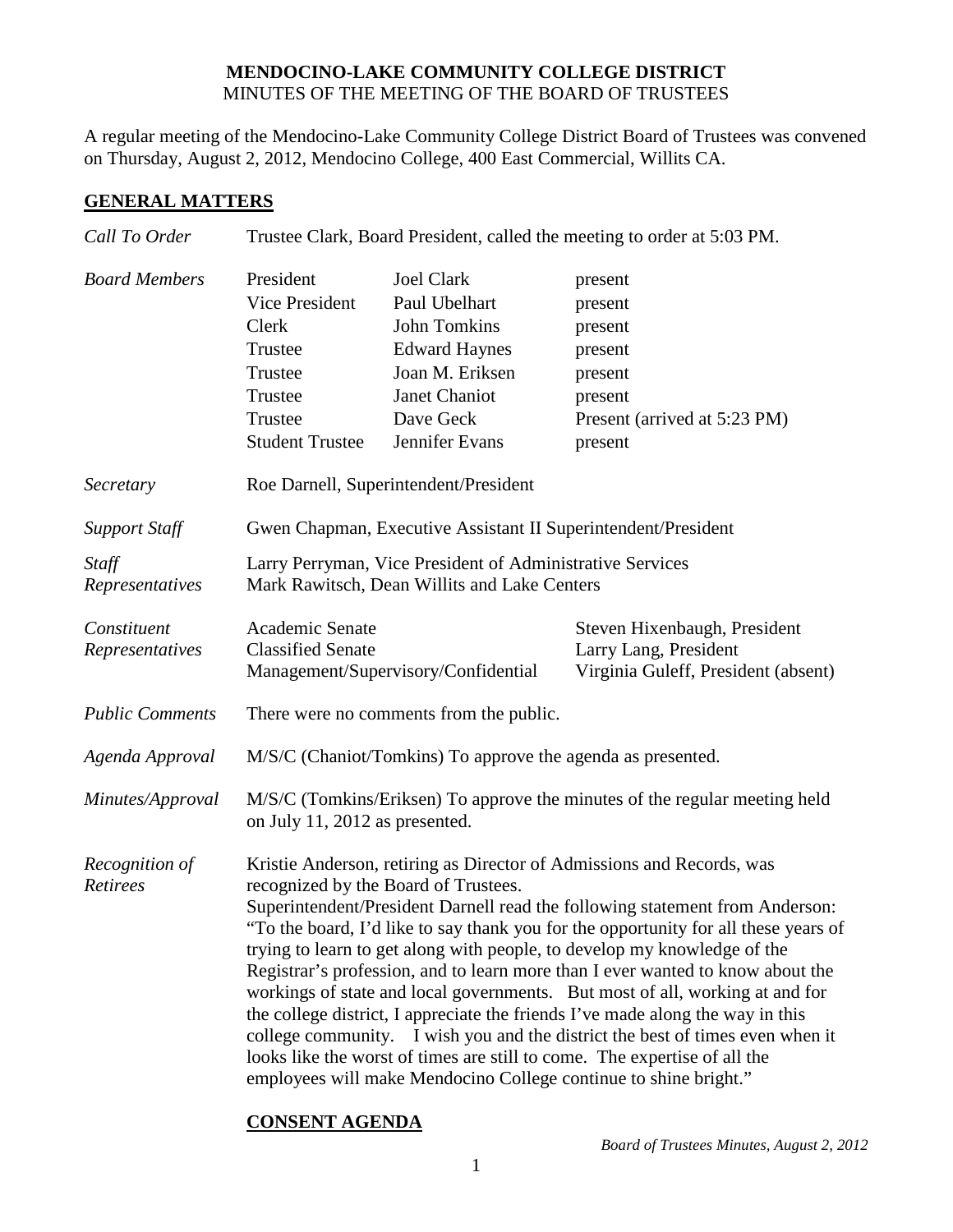**MENDOCINO-LAKE COMMUNITY COLLEGE DISTRICT**
MINUTES OF THE MEETING OF THE BOARD OF TRUSTEES

A regular meeting of the Mendocino-Lake Community College District Board of Trustees was convened on Thursday, August 2, 2012, Mendocino College, 400 East Commercial, Willits CA.

## GENERAL MATTERS

*Call To Order* — Trustee Clark, Board President, called the meeting to order at 5:03 PM.

*Board Members*

| | | |
|---|---|---|
| President | Joel Clark | present |
| Vice President | Paul Ubelhart | present |
| Clerk | John Tomkins | present |
| Trustee | Edward Haynes | present |
| Trustee | Joan M. Eriksen | present |
| Trustee | Janet Chaniot | present |
| Trustee | Dave Geck | Present (arrived at 5:23 PM) |
| Student Trustee | Jennifer Evans | present |

*Secretary* — Roe Darnell, Superintendent/President

*Support Staff* — Gwen Chapman, Executive Assistant II Superintendent/President

*Staff Representatives* — Larry Perryman, Vice President of Administrative Services
Mark Rawitsch, Dean Willits and Lake Centers

*Constituent Representatives*

| | |
|---|---|
| Academic Senate | Steven Hixenbaugh, President |
| Classified Senate | Larry Lang, President |
| Management/Supervisory/Confidential | Virginia Guleff, President (absent) |

*Public Comments* — There were no comments from the public.

*Agenda Approval* — M/S/C (Chaniot/Tomkins) To approve the agenda as presented.

*Minutes/Approval* — M/S/C (Tomkins/Eriksen) To approve the minutes of the regular meeting held on July 11, 2012 as presented.

*Recognition of Retirees* — Kristie Anderson, retiring as Director of Admissions and Records, was recognized by the Board of Trustees.
Superintendent/President Darnell read the following statement from Anderson: "To the board, I'd like to say thank you for the opportunity for all these years of trying to learn to get along with people, to develop my knowledge of the Registrar's profession, and to learn more than I ever wanted to know about the workings of state and local governments. But most of all, working at and for the college district, I appreciate the friends I've made along the way in this college community. I wish you and the district the best of times even when it looks like the worst of times are still to come. The expertise of all the employees will make Mendocino College continue to shine bright."

## CONSENT AGENDA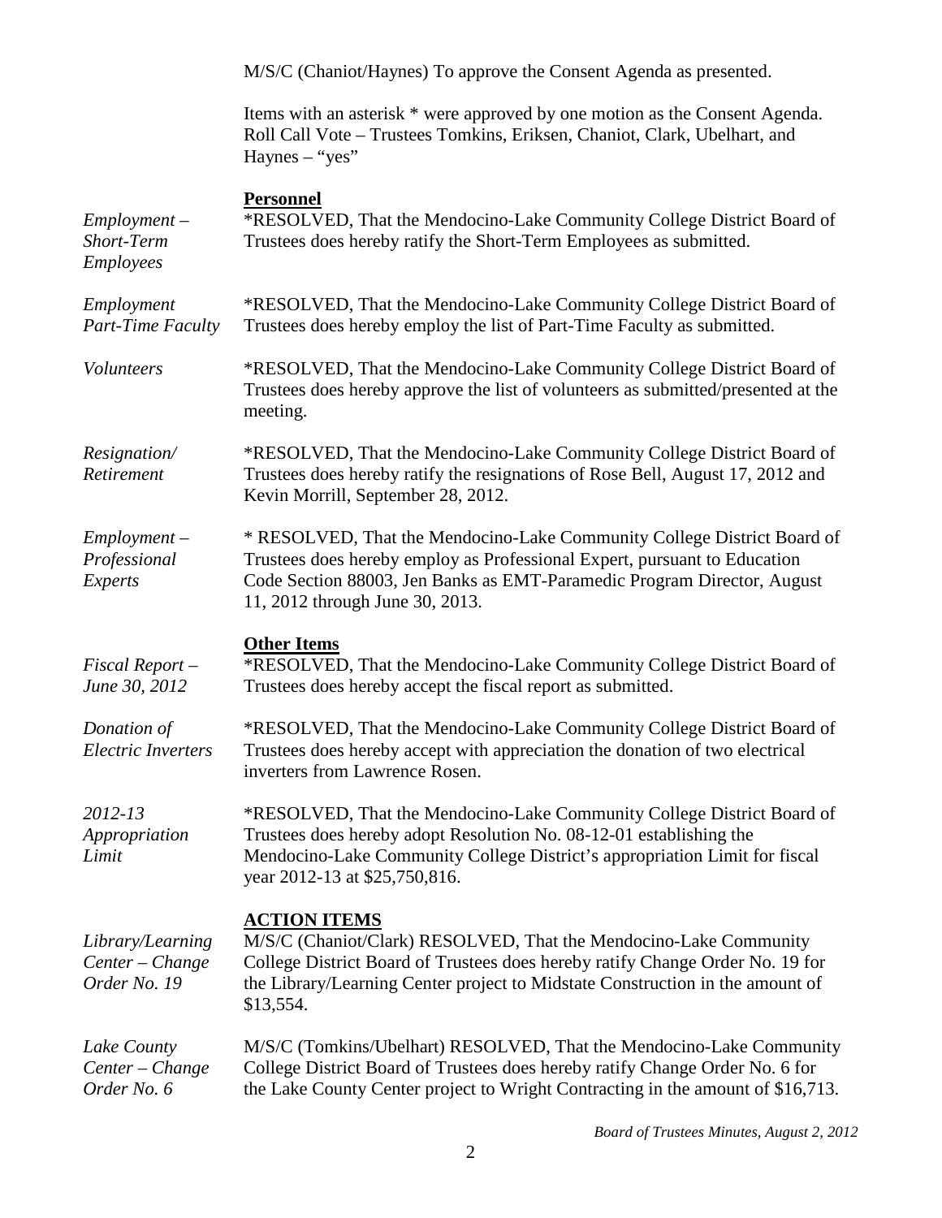M/S/C (Chaniot/Haynes) To approve the Consent Agenda as presented.

Items with an asterisk * were approved by one motion as the Consent Agenda. Roll Call Vote – Trustees Tomkins, Eriksen, Chaniot, Clark, Ubelhart, and Haynes – "yes"

**Personnel**

*Employment – Short-Term Employees*

*RESOLVED, That the Mendocino-Lake Community College District Board of Trustees does hereby ratify the Short-Term Employees as submitted.

*Employment Part-Time Faculty*

*RESOLVED, That the Mendocino-Lake Community College District Board of Trustees does hereby employ the list of Part-Time Faculty as submitted.

*Volunteers*

*RESOLVED, That the Mendocino-Lake Community College District Board of Trustees does hereby approve the list of volunteers as submitted/presented at the meeting.

*Resignation/ Retirement*

*RESOLVED, That the Mendocino-Lake Community College District Board of Trustees does hereby ratify the resignations of Rose Bell, August 17, 2012 and Kevin Morrill, September 28, 2012.

*Employment – Professional Experts*

* RESOLVED, That the Mendocino-Lake Community College District Board of Trustees does hereby employ as Professional Expert, pursuant to Education Code Section 88003, Jen Banks as EMT-Paramedic Program Director, August 11, 2012 through June 30, 2013.

**Other Items**

*Fiscal Report – June 30, 2012*

*RESOLVED, That the Mendocino-Lake Community College District Board of Trustees does hereby accept the fiscal report as submitted.

*Donation of Electric Inverters*

*RESOLVED, That the Mendocino-Lake Community College District Board of Trustees does hereby accept with appreciation the donation of two electrical inverters from Lawrence Rosen.

*2012-13 Appropriation Limit*

*RESOLVED, That the Mendocino-Lake Community College District Board of Trustees does hereby adopt Resolution No. 08-12-01 establishing the Mendocino-Lake Community College District's appropriation Limit for fiscal year 2012-13 at $25,750,816.

**ACTION ITEMS**

*Library/Learning Center – Change Order No. 19*

M/S/C (Chaniot/Clark) RESOLVED, That the Mendocino-Lake Community College District Board of Trustees does hereby ratify Change Order No. 19 for the Library/Learning Center project to Midstate Construction in the amount of $13,554.

*Lake County Center – Change Order No. 6*

M/S/C (Tomkins/Ubelhart) RESOLVED, That the Mendocino-Lake Community College District Board of Trustees does hereby ratify Change Order No. 6 for the Lake County Center project to Wright Contracting in the amount of $16,713.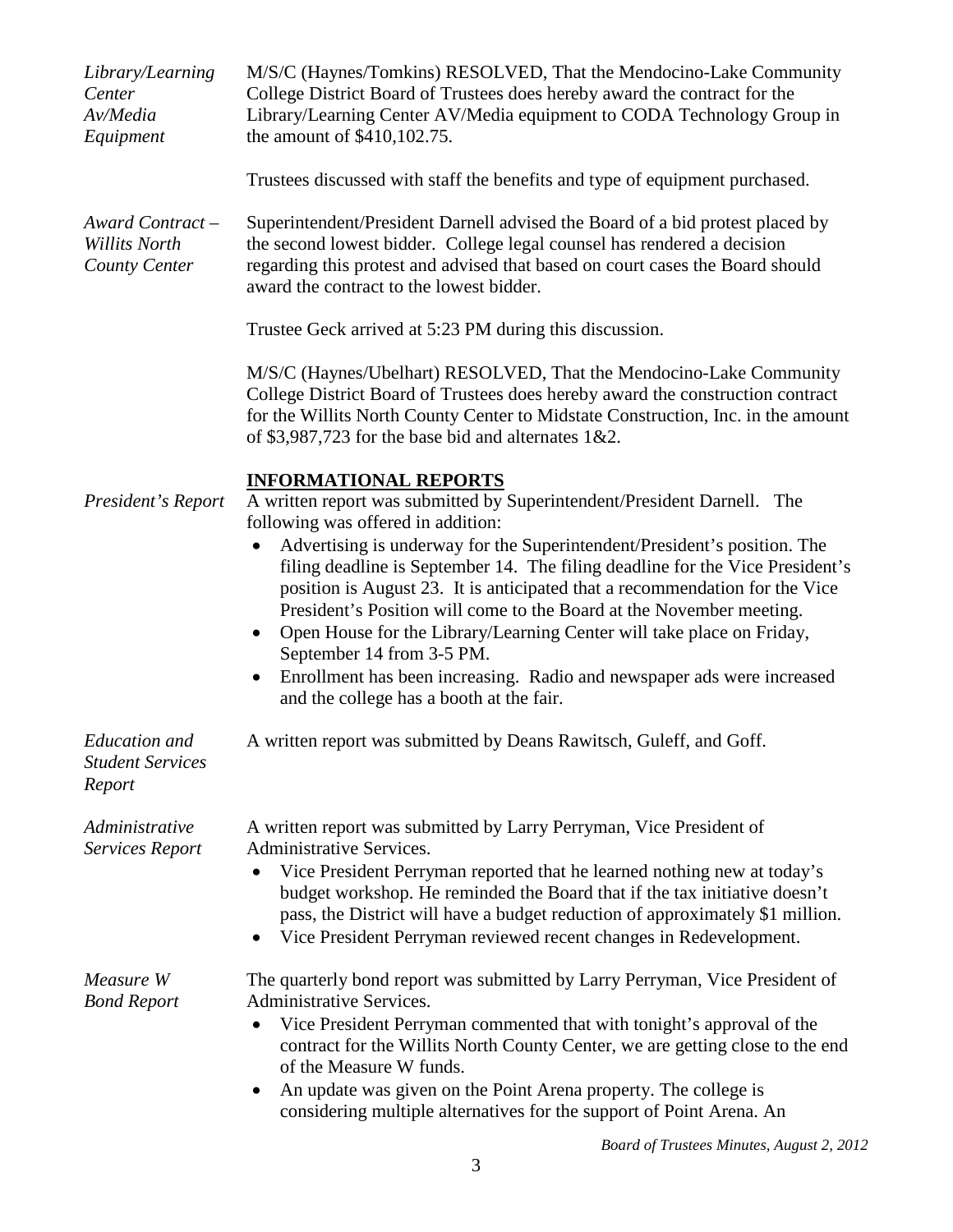*Library/Learning Center Av/Media Equipment*

M/S/C (Haynes/Tomkins) RESOLVED, That the Mendocino-Lake Community College District Board of Trustees does hereby award the contract for the Library/Learning Center AV/Media equipment to CODA Technology Group in the amount of $410,102.75.

Trustees discussed with staff the benefits and type of equipment purchased.

*Award Contract – Willits North County Center*

Superintendent/President Darnell advised the Board of a bid protest placed by the second lowest bidder. College legal counsel has rendered a decision regarding this protest and advised that based on court cases the Board should award the contract to the lowest bidder.

Trustee Geck arrived at 5:23 PM during this discussion.

M/S/C (Haynes/Ubelhart) RESOLVED, That the Mendocino-Lake Community College District Board of Trustees does hereby award the construction contract for the Willits North County Center to Midstate Construction, Inc. in the amount of $3,987,723 for the base bid and alternates 1&2.

## INFORMATIONAL REPORTS

*President's Report*

A written report was submitted by Superintendent/President Darnell. The following was offered in addition:

- Advertising is underway for the Superintendent/President's position. The filing deadline is September 14. The filing deadline for the Vice President's position is August 23. It is anticipated that a recommendation for the Vice President's Position will come to the Board at the November meeting.
- Open House for the Library/Learning Center will take place on Friday, September 14 from 3-5 PM.
- Enrollment has been increasing. Radio and newspaper ads were increased and the college has a booth at the fair.

*Education and Student Services Report*

A written report was submitted by Deans Rawitsch, Guleff, and Goff.

*Administrative Services Report*

A written report was submitted by Larry Perryman, Vice President of Administrative Services.

- Vice President Perryman reported that he learned nothing new at today's budget workshop. He reminded the Board that if the tax initiative doesn't pass, the District will have a budget reduction of approximately $1 million.
- Vice President Perryman reviewed recent changes in Redevelopment.

*Measure W Bond Report*

The quarterly bond report was submitted by Larry Perryman, Vice President of Administrative Services.

- Vice President Perryman commented that with tonight's approval of the contract for the Willits North County Center, we are getting close to the end of the Measure W funds.
- An update was given on the Point Arena property. The college is considering multiple alternatives for the support of Point Arena. An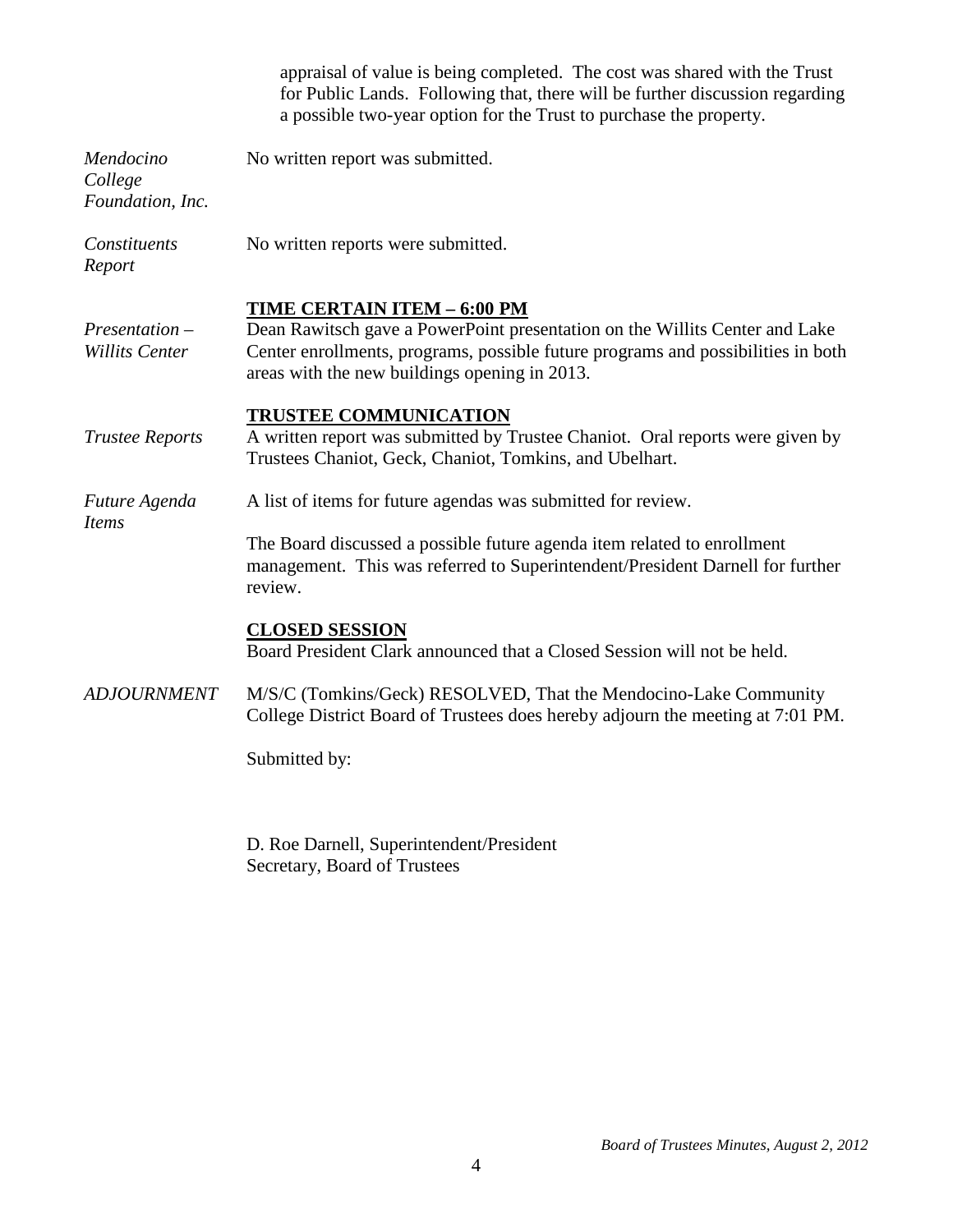appraisal of value is being completed. The cost was shared with the Trust for Public Lands. Following that, there will be further discussion regarding a possible two-year option for the Trust to purchase the property.

*Mendocino College Foundation, Inc.*

No written report was submitted.

*Constituents Report*

No written reports were submitted.

## TIME CERTAIN ITEM – 6:00 PM

*Presentation – Willits Center*

Dean Rawitsch gave a PowerPoint presentation on the Willits Center and Lake Center enrollments, programs, possible future programs and possibilities in both areas with the new buildings opening in 2013.

## TRUSTEE COMMUNICATION

*Trustee Reports*

A written report was submitted by Trustee Chaniot. Oral reports were given by Trustees Chaniot, Geck, Chaniot, Tomkins, and Ubelhart.

*Future Agenda Items*

A list of items for future agendas was submitted for review.

The Board discussed a possible future agenda item related to enrollment management. This was referred to Superintendent/President Darnell for further review.

## CLOSED SESSION

Board President Clark announced that a Closed Session will not be held.

*ADJOURNMENT*

M/S/C (Tomkins/Geck) RESOLVED, That the Mendocino-Lake Community College District Board of Trustees does hereby adjourn the meeting at 7:01 PM.

Submitted by:

D. Roe Darnell, Superintendent/President
Secretary, Board of Trustees